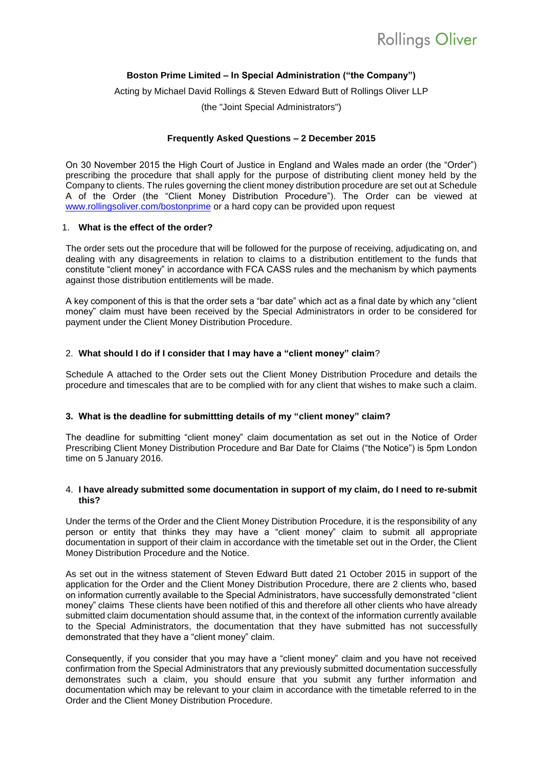Rollings Oliver

**Boston Prime Limited – In Special Administration ("the Company")**

Acting by Michael David Rollings & Steven Edward Butt of Rollings Oliver LLP

(the "Joint Special Administrators")

**Frequently Asked Questions – 2 December 2015**

On 30 November 2015 the High Court of Justice in England and Wales made an order (the "Order") prescribing the procedure that shall apply for the purpose of distributing client money held by the Company to clients. The rules governing the client money distribution procedure are set out at Schedule A of the Order (the "Client Money Distribution Procedure"). The Order can be viewed at www.rollingsoliver.com/bostonprime or a hard copy can be provided upon request

1. **What is the effect of the order?**

The order sets out the procedure that will be followed for the purpose of receiving, adjudicating on, and dealing with any disagreements in relation to claims to a distribution entitlement to the funds that constitute "client money" in accordance with FCA CASS rules and the mechanism by which payments against those distribution entitlements will be made.

A key component of this is that the order sets a "bar date" which act as a final date by which any "client money" claim must have been received by the Special Administrators in order to be considered for payment under the Client Money Distribution Procedure.

2. **What should I do if I consider that I may have a "client money" claim**?

Schedule A attached to the Order sets out the Client Money Distribution Procedure and details the procedure and timescales that are to be complied with for any client that wishes to make such a claim.

3. **What is the deadline for submittting details of my "client money" claim?**

The deadline for submitting "client money" claim documentation as set out in the Notice of Order Prescribing Client Money Distribution Procedure and Bar Date for Claims ("the Notice") is 5pm London time on 5 January 2016.

4. **I have already submitted some documentation in support of my claim, do I need to re-submit this?**

Under the terms of the Order and the Client Money Distribution Procedure, it is the responsibility of any person or entity that thinks they may have a "client money" claim to submit all appropriate documentation in support of their claim in accordance with the timetable set out in the Order, the Client Money Distribution Procedure and the Notice.

As set out in the witness statement of Steven Edward Butt dated 21 October 2015 in support of the application for the Order and the Client Money Distribution Procedure, there are 2 clients who, based on information currently available to the Special Administrators, have successfully demonstrated "client money" claims These clients have been notified of this and therefore all other clients who have already submitted claim documentation should assume that, in the context of the information currently available to the Special Administrators, the documentation that they have submitted has not successfully demonstrated that they have a "client money" claim.

Consequently, if you consider that you may have a "client money" claim and you have not received confirmation from the Special Administrators that any previously submitted documentation successfully demonstrates such a claim, you should ensure that you submit any further information and documentation which may be relevant to your claim in accordance with the timetable referred to in the Order and the Client Money Distribution Procedure.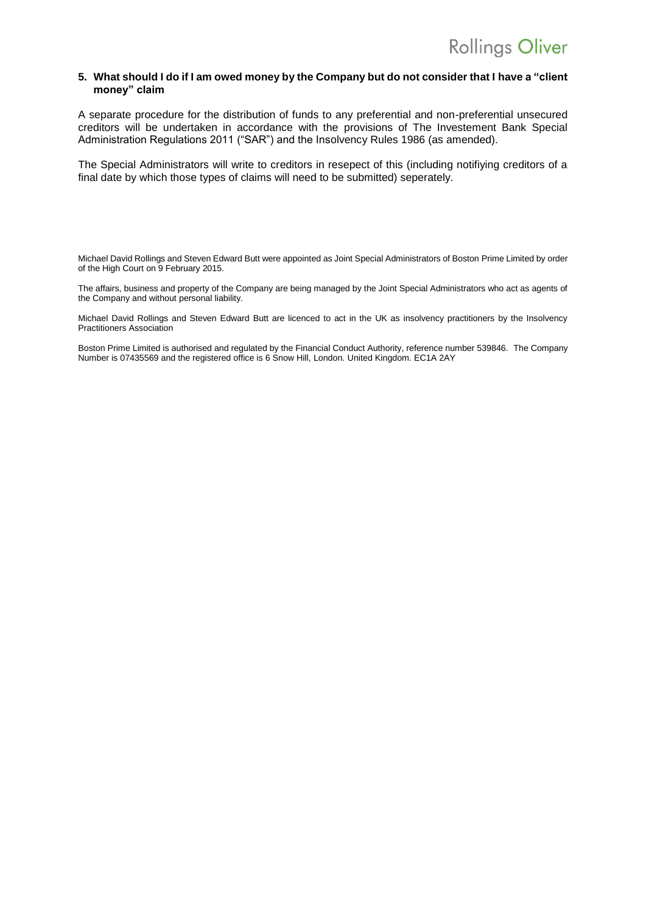**5. What should I do if I am owed money by the Company but do not consider that I have a "client money" claim**

A separate procedure for the distribution of funds to any preferential and non-preferential unsecured creditors will be undertaken in accordance with the provisions of The Investement Bank Special Administration Regulations 2011 ("SAR") and the Insolvency Rules 1986 (as amended).

The Special Administrators will write to creditors in resepect of this (including notifiying creditors of a final date by which those types of claims will need to be submitted) seperately.

Michael David Rollings and Steven Edward Butt were appointed as Joint Special Administrators of Boston Prime Limited by order of the High Court on 9 February 2015.

The affairs, business and property of the Company are being managed by the Joint Special Administrators who act as agents of the Company and without personal liability.

Michael David Rollings and Steven Edward Butt are licenced to act in the UK as insolvency practitioners by the Insolvency Practitioners Association

Boston Prime Limited is authorised and regulated by the Financial Conduct Authority, reference number 539846. The Company Number is 07435569 and the registered office is 6 Snow Hill, London. United Kingdom. EC1A 2AY